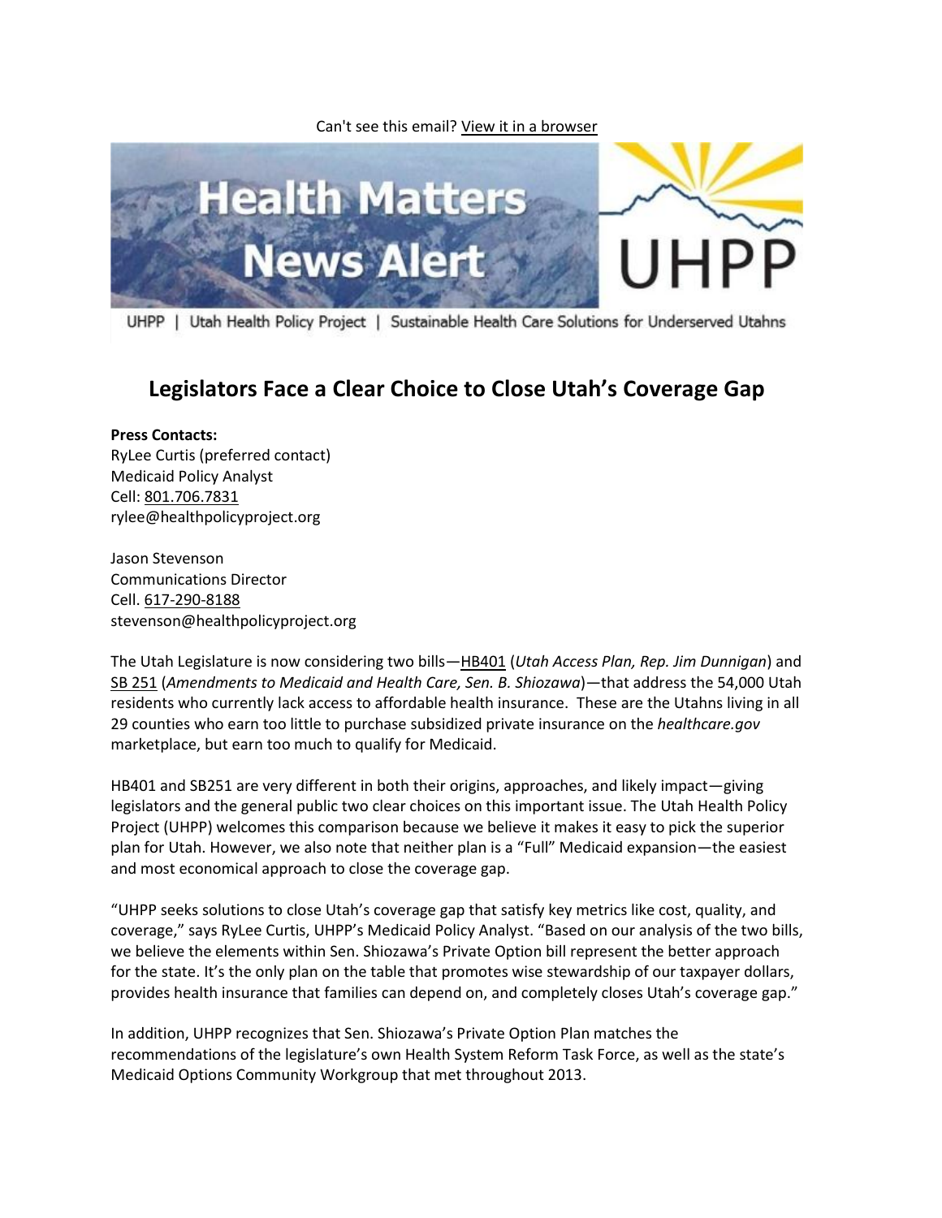Can't see this email? View it in a browser

Health Matters News Alert

UHPP

UHPP | Utah Health Policy Project | Sustainable Health Care Solutions for Underserved Utahns

# Legislators Face a Clear Choice to Close Utah's Coverage Gap

**Press Contacts:**
RyLee Curtis (preferred contact)
Medicaid Policy Analyst
Cell: 801.706.7831
rylee@healthpolicyproject.org

Jason Stevenson
Communications Director
Cell. 617-290-8188
stevenson@healthpolicyproject.org

The Utah Legislature is now considering two bills—HB401 (*Utah Access Plan, Rep. Jim Dunnigan*) and SB 251 (*Amendments to Medicaid and Health Care, Sen. B. Shiozawa*)—that address the 54,000 Utah residents who currently lack access to affordable health insurance. These are the Utahns living in all 29 counties who earn too little to purchase subsidized private insurance on the *healthcare.gov* marketplace, but earn too much to qualify for Medicaid.

HB401 and SB251 are very different in both their origins, approaches, and likely impact—giving legislators and the general public two clear choices on this important issue. The Utah Health Policy Project (UHPP) welcomes this comparison because we believe it makes it easy to pick the superior plan for Utah. However, we also note that neither plan is a "Full" Medicaid expansion—the easiest and most economical approach to close the coverage gap.

"UHPP seeks solutions to close Utah's coverage gap that satisfy key metrics like cost, quality, and coverage," says RyLee Curtis, UHPP's Medicaid Policy Analyst. "Based on our analysis of the two bills, we believe the elements within Sen. Shiozawa's Private Option bill represent the better approach for the state. It's the only plan on the table that promotes wise stewardship of our taxpayer dollars, provides health insurance that families can depend on, and completely closes Utah's coverage gap."

In addition, UHPP recognizes that Sen. Shiozawa's Private Option Plan matches the recommendations of the legislature's own Health System Reform Task Force, as well as the state's Medicaid Options Community Workgroup that met throughout 2013.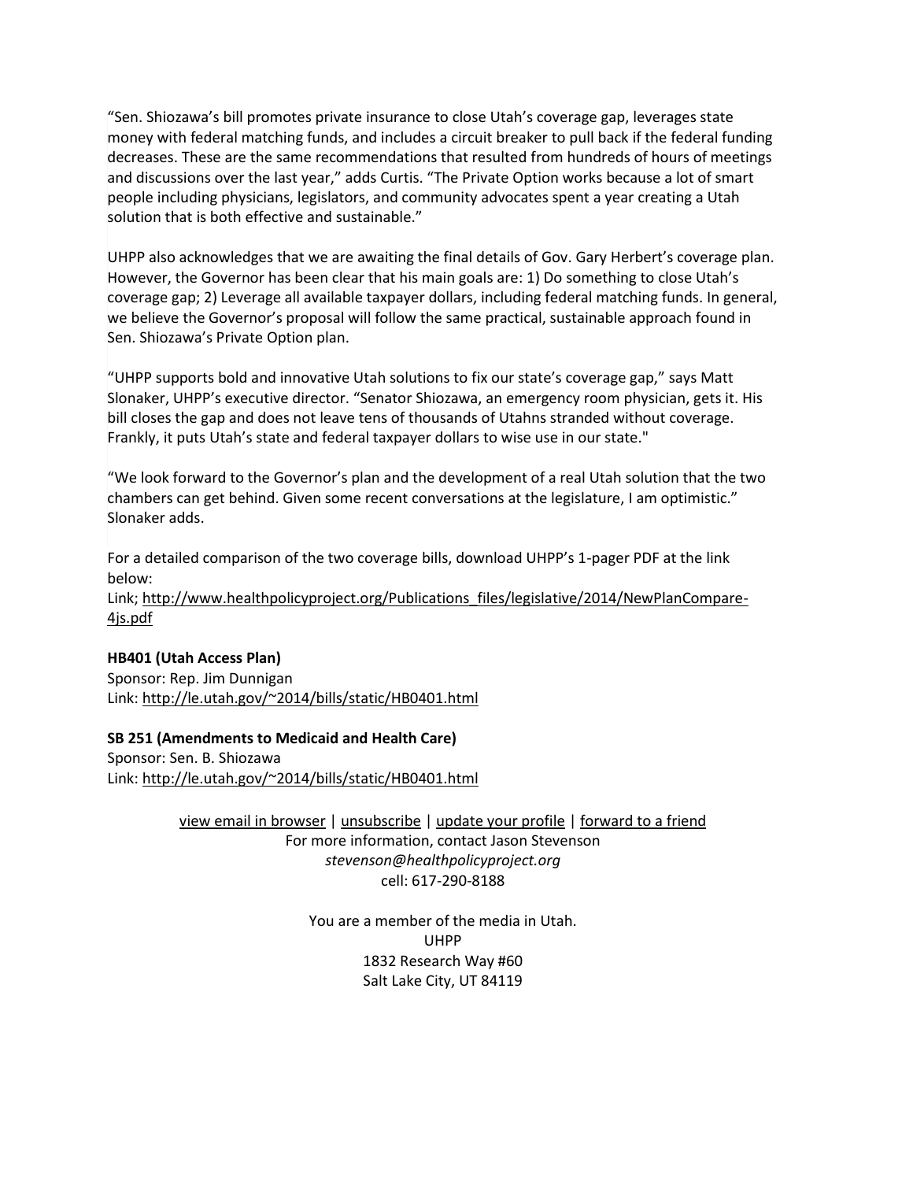"Sen. Shiozawa's bill promotes private insurance to close Utah's coverage gap, leverages state money with federal matching funds, and includes a circuit breaker to pull back if the federal funding decreases. These are the same recommendations that resulted from hundreds of hours of meetings and discussions over the last year," adds Curtis. "The Private Option works because a lot of smart people including physicians, legislators, and community advocates spent a year creating a Utah solution that is both effective and sustainable."

UHPP also acknowledges that we are awaiting the final details of Gov. Gary Herbert's coverage plan. However, the Governor has been clear that his main goals are: 1) Do something to close Utah's coverage gap; 2) Leverage all available taxpayer dollars, including federal matching funds. In general, we believe the Governor's proposal will follow the same practical, sustainable approach found in Sen. Shiozawa's Private Option plan.

"UHPP supports bold and innovative Utah solutions to fix our state's coverage gap," says Matt Slonaker, UHPP's executive director. "Senator Shiozawa, an emergency room physician, gets it. His bill closes the gap and does not leave tens of thousands of Utahns stranded without coverage. Frankly, it puts Utah's state and federal taxpayer dollars to wise use in our state."

"We look forward to the Governor's plan and the development of a real Utah solution that the two chambers can get behind. Given some recent conversations at the legislature, I am optimistic." Slonaker adds.

For a detailed comparison of the two coverage bills, download UHPP's 1-pager PDF at the link below:
Link; http://www.healthpolicyproject.org/Publications_files/legislative/2014/NewPlanCompare-4js.pdf

**HB401 (Utah Access Plan)**
Sponsor: Rep. Jim Dunnigan
Link: http://le.utah.gov/~2014/bills/static/HB0401.html

**SB 251 (Amendments to Medicaid and Health Care)**
Sponsor: Sen. B. Shiozawa
Link: http://le.utah.gov/~2014/bills/static/HB0401.html

view email in browser | unsubscribe | update your profile | forward to a friend
For more information, contact Jason Stevenson
*stevenson@healthpolicyproject.org*
cell: 617-290-8188

You are a member of the media in Utah.
UHPP
1832 Research Way #60
Salt Lake City, UT 84119